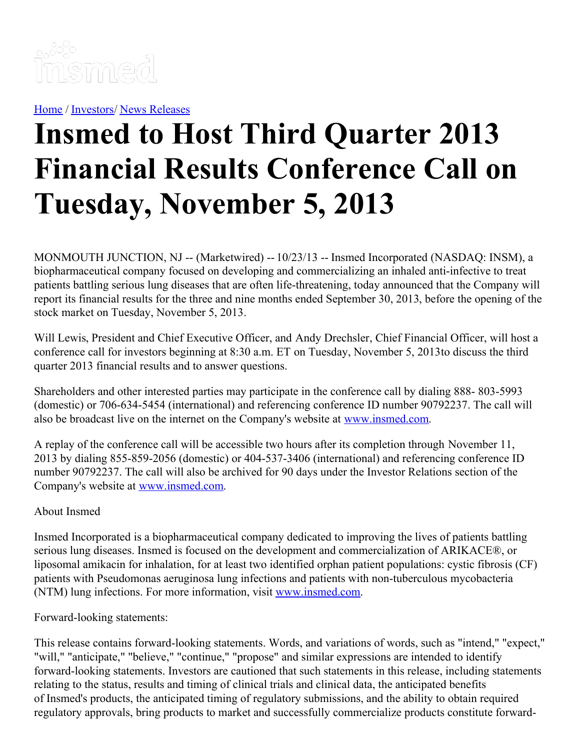[Home](#) / [Investors](#)/ [News Releases](#)

# Insmed to Host Third Quarter 2013 Financial Results Conference Call on Tuesday, November 5, 2013

MONMOUTH JUNCTION, NJ -- (Marketwired) -- 10/23/13 -- Insmed Incorporated (NASDAQ: INSM), a biopharmaceutical company focused on developing and commercializing an inhaled anti-infective to treat patients battling serious lung diseases that are often life-threatening, today announced that the Company will report its financial results for the three and nine months ended September 30, 2013, before the opening of the stock market on Tuesday, November 5, 2013.

Will Lewis, President and Chief Executive Officer, and Andy Drechsler, Chief Financial Officer, will host a conference call for investors beginning at 8:30 a.m. ET on Tuesday, November 5, 2013to discuss the third quarter 2013 financial results and to answer questions.

Shareholders and other interested parties may participate in the conference call by dialing 888- 803-5993 (domestic) or 706-634-5454 (international) and referencing conference ID number 90792237. The call will also be broadcast live on the internet on the Company's website at [www.insmed.com](http://www.insmed.com).

A replay of the conference call will be accessible two hours after its completion through November 11, 2013 by dialing 855-859-2056 (domestic) or 404-537-3406 (international) and referencing conference ID number 90792237. The call will also be archived for 90 days under the Investor Relations section of the Company's website at [www.insmed.com](http://www.insmed.com).

About Insmed

Insmed Incorporated is a biopharmaceutical company dedicated to improving the lives of patients battling serious lung diseases. Insmed is focused on the development and commercialization of ARIKACE®, or liposomal amikacin for inhalation, for at least two identified orphan patient populations: cystic fibrosis (CF) patients with Pseudomonas aeruginosa lung infections and patients with non-tuberculous mycobacteria (NTM) lung infections. For more information, visit [www.insmed.com](http://www.insmed.com).

Forward-looking statements:

This release contains forward-looking statements. Words, and variations of words, such as "intend," "expect," "will," "anticipate," "believe," "continue," "propose" and similar expressions are intended to identify forward-looking statements. Investors are cautioned that such statements in this release, including statements relating to the status, results and timing of clinical trials and clinical data, the anticipated benefits of Insmed's products, the anticipated timing of regulatory submissions, and the ability to obtain required regulatory approvals, bring products to market and successfully commercialize products constitute forward-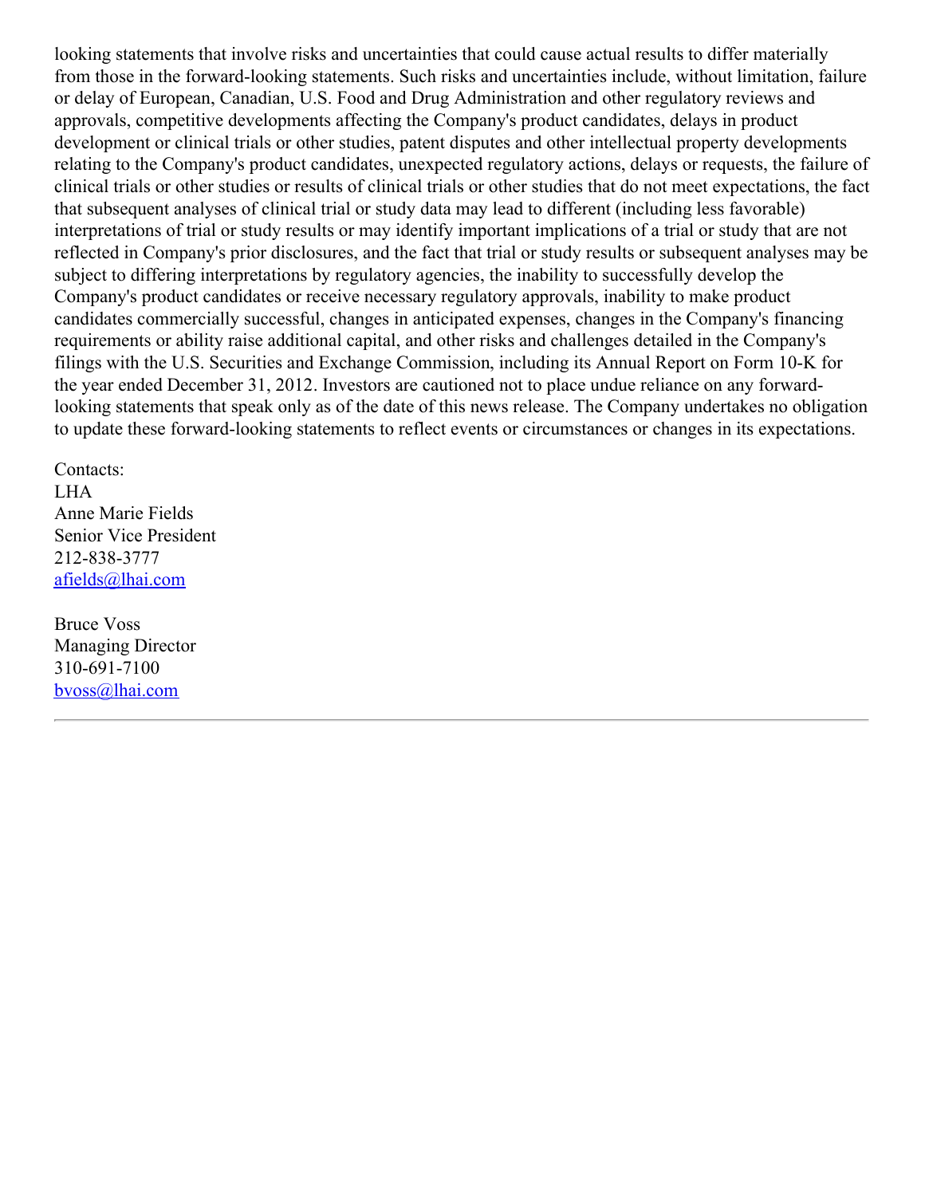looking statements that involve risks and uncertainties that could cause actual results to differ materially from those in the forward-looking statements. Such risks and uncertainties include, without limitation, failure or delay of European, Canadian, U.S. Food and Drug Administration and other regulatory reviews and approvals, competitive developments affecting the Company's product candidates, delays in product development or clinical trials or other studies, patent disputes and other intellectual property developments relating to the Company's product candidates, unexpected regulatory actions, delays or requests, the failure of clinical trials or other studies or results of clinical trials or other studies that do not meet expectations, the fact that subsequent analyses of clinical trial or study data may lead to different (including less favorable) interpretations of trial or study results or may identify important implications of a trial or study that are not reflected in Company's prior disclosures, and the fact that trial or study results or subsequent analyses may be subject to differing interpretations by regulatory agencies, the inability to successfully develop the Company's product candidates or receive necessary regulatory approvals, inability to make product candidates commercially successful, changes in anticipated expenses, changes in the Company's financing requirements or ability raise additional capital, and other risks and challenges detailed in the Company's filings with the U.S. Securities and Exchange Commission, including its Annual Report on Form 10-K for the year ended December 31, 2012. Investors are cautioned not to place undue reliance on any forward-looking statements that speak only as of the date of this news release. The Company undertakes no obligation to update these forward-looking statements to reflect events or circumstances or changes in its expectations.

Contacts:
LHA
Anne Marie Fields
Senior Vice President
212-838-3777
afields@lhai.com

Bruce Voss
Managing Director
310-691-7100
bvoss@lhai.com